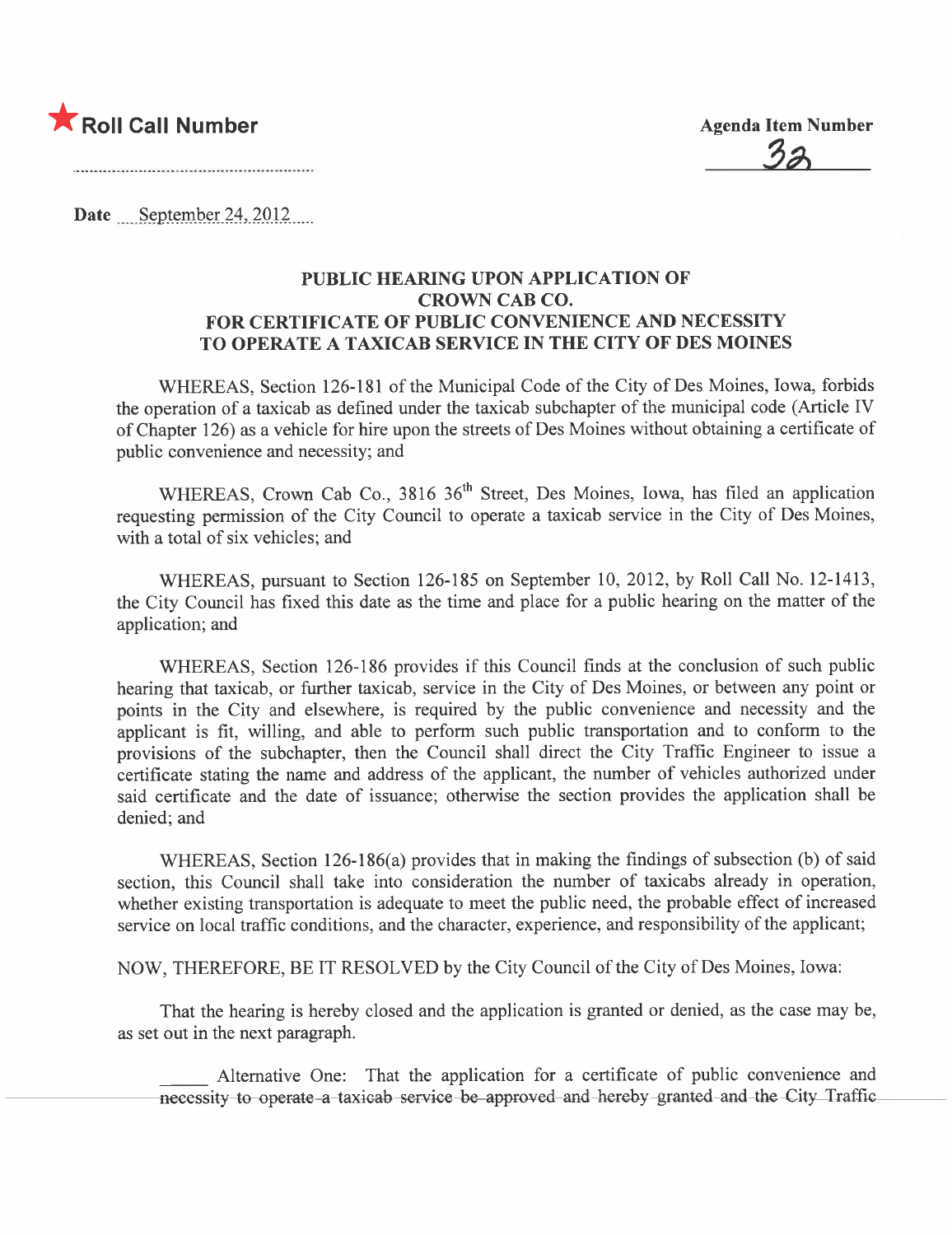★ **Roll Call Number**

**Agenda Item Number**

32

**Date** September 24, 2012

## PUBLIC HEARING UPON APPLICATION OF CROWN CAB CO. FOR CERTIFICATE OF PUBLIC CONVENIENCE AND NECESSITY TO OPERATE A TAXICAB SERVICE IN THE CITY OF DES MOINES

WHEREAS, Section 126-181 of the Municipal Code of the City of Des Moines, Iowa, forbids the operation of a taxicab as defined under the taxicab subchapter of the municipal code (Article IV of Chapter 126) as a vehicle for hire upon the streets of Des Moines without obtaining a certificate of public convenience and necessity; and

WHEREAS, Crown Cab Co., 3816 36th Street, Des Moines, Iowa, has filed an application requesting permission of the City Council to operate a taxicab service in the City of Des Moines, with a total of six vehicles; and

WHEREAS, pursuant to Section 126-185 on September 10, 2012, by Roll Call No. 12-1413, the City Council has fixed this date as the time and place for a public hearing on the matter of the application; and

WHEREAS, Section 126-186 provides if this Council finds at the conclusion of such public hearing that taxicab, or further taxicab, service in the City of Des Moines, or between any point or points in the City and elsewhere, is required by the public convenience and necessity and the applicant is fit, willing, and able to perform such public transportation and to conform to the provisions of the subchapter, then the Council shall direct the City Traffic Engineer to issue a certificate stating the name and address of the applicant, the number of vehicles authorized under said certificate and the date of issuance; otherwise the section provides the application shall be denied; and

WHEREAS, Section 126-186(a) provides that in making the findings of subsection (b) of said section, this Council shall take into consideration the number of taxicabs already in operation, whether existing transportation is adequate to meet the public need, the probable effect of increased service on local traffic conditions, and the character, experience, and responsibility of the applicant;

NOW, THEREFORE, BE IT RESOLVED by the City Council of the City of Des Moines, Iowa:

That the hearing is hereby closed and the application is granted or denied, as the case may be, as set out in the next paragraph.

_____ Alternative One: That the application for a certificate of public convenience and ~~necessity to operate a taxicab service be approved and hereby granted and the City Traffic~~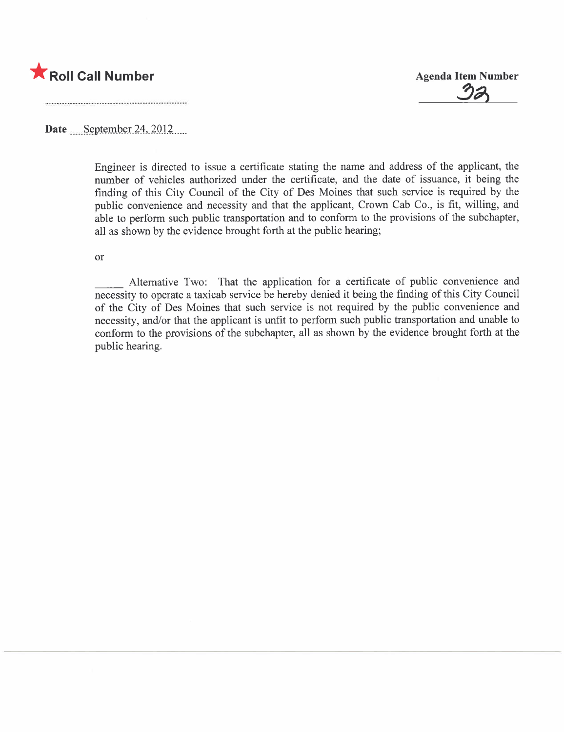★ **Roll Call Number**

**Agenda Item Number**

32

**Date** September 24, 2012

Engineer is directed to issue a certificate stating the name and address of the applicant, the number of vehicles authorized under the certificate, and the date of issuance, it being the finding of this City Council of the City of Des Moines that such service is required by the public convenience and necessity and that the applicant, Crown Cab Co., is fit, willing, and able to perform such public transportation and to conform to the provisions of the subchapter, all as shown by the evidence brought forth at the public hearing;

or

_____ Alternative Two: That the application for a certificate of public convenience and necessity to operate a taxicab service be hereby denied it being the finding of this City Council of the City of Des Moines that such service is not required by the public convenience and necessity, and/or that the applicant is unfit to perform such public transportation and unable to conform to the provisions of the subchapter, all as shown by the evidence brought forth at the public hearing.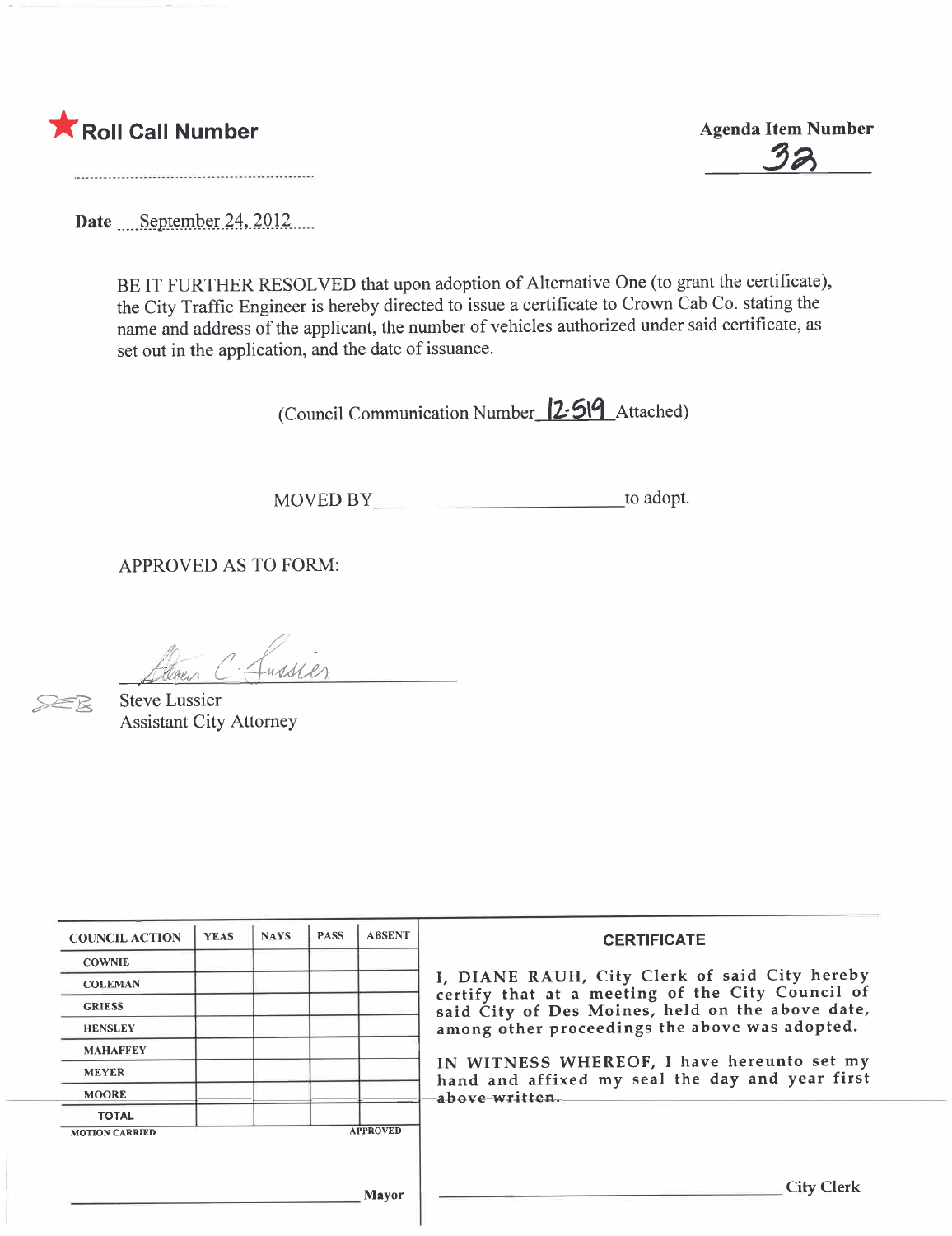★ **Roll Call Number**

**Agenda Item Number**
32

**Date** September 24, 2012

BE IT FURTHER RESOLVED that upon adoption of Alternative One (to grant the certificate), the City Traffic Engineer is hereby directed to issue a certificate to Crown Cab Co. stating the name and address of the applicant, the number of vehicles authorized under said certificate, as set out in the application, and the date of issuance.

(Council Communication Number 12-519 Attached)

MOVED BY ________________________ to adopt.

APPROVED AS TO FORM:

Steve C. Lussier

Steve Lussier
Assistant City Attorney

| COUNCIL ACTION | YEAS | NAYS | PASS | ABSENT |
|---|---|---|---|---|
| COWNIE | | | | |
| COLEMAN | | | | |
| GRIESS | | | | |
| HENSLEY | | | | |
| MAHAFFEY | | | | |
| MEYER | | | | |
| MOORE | | | | |
| TOTAL | | | | |

MOTION CARRIED APPROVED

________________________ Mayor

**CERTIFICATE**

I, DIANE RAUH, City Clerk of said City hereby certify that at a meeting of the City Council of said City of Des Moines, held on the above date, among other proceedings the above was adopted.

IN WITNESS WHEREOF, I have hereunto set my hand and affixed my seal the day and year first above written.

________________________ City Clerk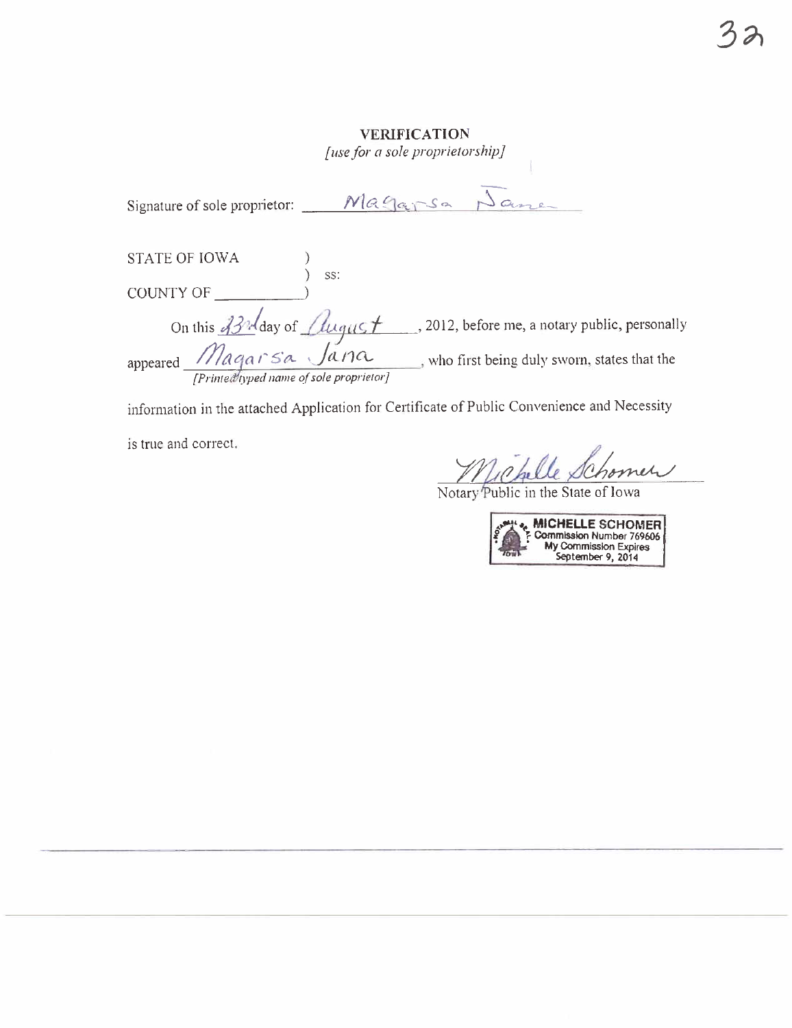## VERIFICATION

*[use for a sole proprietorship]*

Signature of sole proprietor: Magarsa Jana

STATE OF IOWA )
) ss:
COUNTY OF ________ )

On this 23rd day of August, 2012, before me, a notary public, personally appeared Magarsa Jana, who first being duly sworn, states that the

*[Printed/typed name of sole proprietor]*

information in the attached Application for Certificate of Public Convenience and Necessity is true and correct.

Michelle Schomer
Notary Public in the State of Iowa

MICHELLE SCHOMER
Commission Number 769606
My Commission Expires
September 9, 2014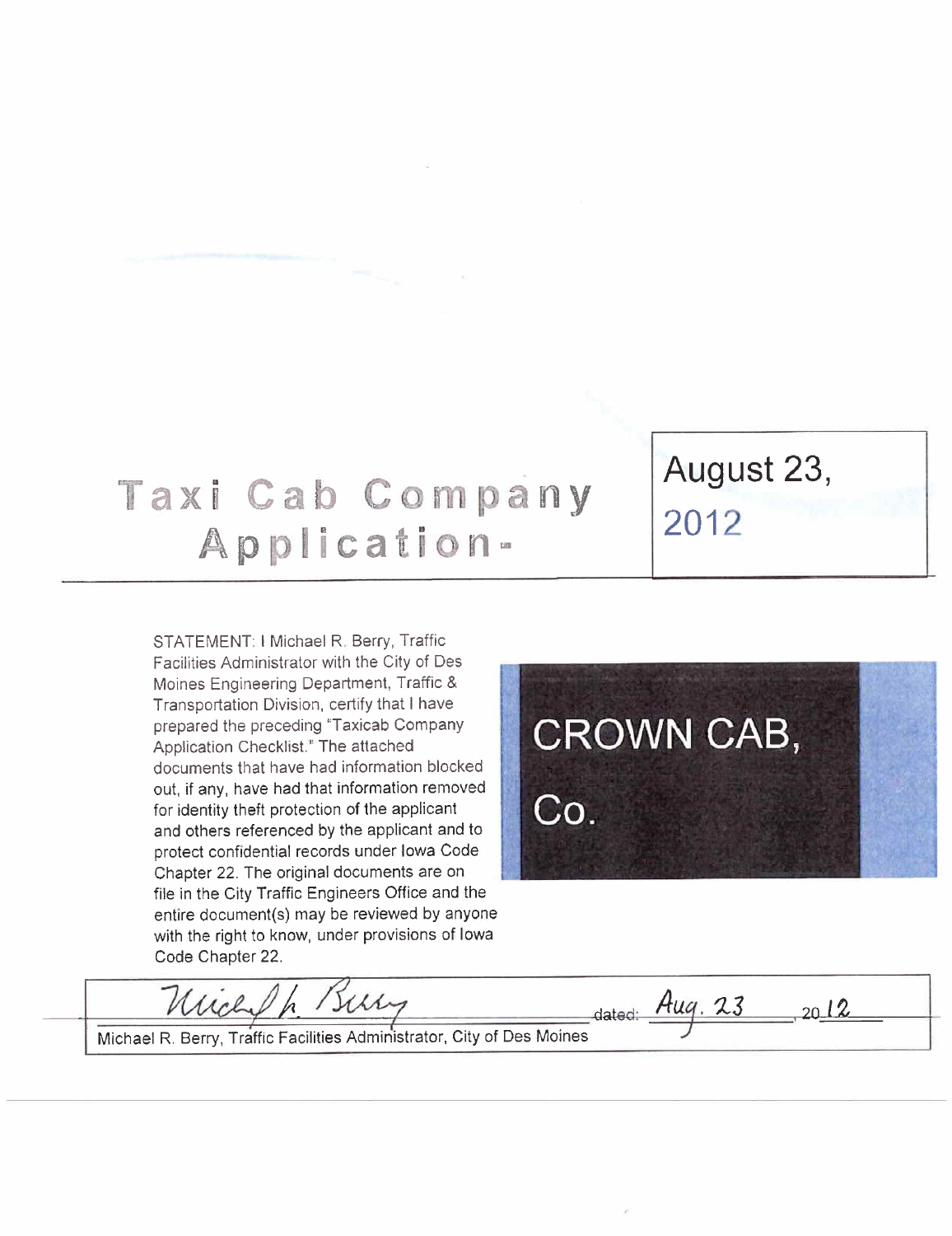# Taxi Cab Company Application-

August 23, 2012

STATEMENT: I Michael R. Berry, Traffic Facilities Administrator with the City of Des Moines Engineering Department, Traffic & Transportation Division, certify that I have prepared the preceding "Taxicab Company Application Checklist." The attached documents that have had information blocked out, if any, have had that information removed for identity theft protection of the applicant and others referenced by the applicant and to protect confidential records under Iowa Code Chapter 22. The original documents are on file in the City Traffic Engineers Office and the entire document(s) may be reviewed by anyone with the right to know, under provisions of Iowa Code Chapter 22.

CROWN CAB, Co.

Michael R. Berry dated: Aug. 23, 2012

Michael R. Berry, Traffic Facilities Administrator, City of Des Moines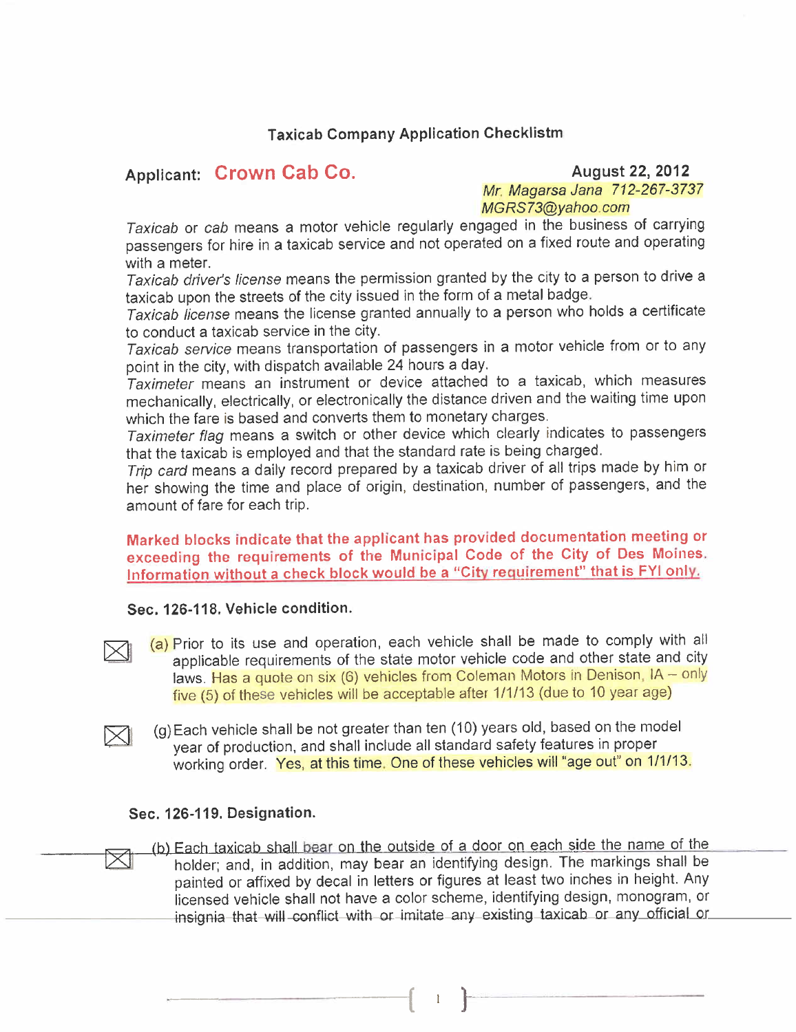## Taxicab Company Application Checklistm

**Applicant: Crown Cab Co.**

**August 22, 2012**

*Mr. Magarsa Jana 712-267-3737*
*MGRS73@yahoo.com*

*Taxicab* or *cab* means a motor vehicle regularly engaged in the business of carrying passengers for hire in a taxicab service and not operated on a fixed route and operating with a meter.

*Taxicab driver's license* means the permission granted by the city to a person to drive a taxicab upon the streets of the city issued in the form of a metal badge.

*Taxicab license* means the license granted annually to a person who holds a certificate to conduct a taxicab service in the city.

*Taxicab service* means transportation of passengers in a motor vehicle from or to any point in the city, with dispatch available 24 hours a day.

*Taximeter* means an instrument or device attached to a taxicab, which measures mechanically, electrically, or electronically the distance driven and the waiting time upon which the fare is based and converts them to monetary charges.

*Taximeter flag* means a switch or other device which clearly indicates to passengers that the taxicab is employed and that the standard rate is being charged.

*Trip card* means a daily record prepared by a taxicab driver of all trips made by him or her showing the time and place of origin, destination, number of passengers, and the amount of fare for each trip.

**Marked blocks indicate that the applicant has provided documentation meeting or exceeding the requirements of the Municipal Code of the City of Des Moines. Information without a check block would be a "City requirement" that is FYI only.**

### Sec. 126-118. Vehicle condition.

- ☒ (a) Prior to its use and operation, each vehicle shall be made to comply with all applicable requirements of the state motor vehicle code and other state and city laws. Has a quote on six (6) vehicles from Coleman Motors in Denison, IA – only five (5) of these vehicles will be acceptable after 1/1/13 (due to 10 year age)

- ☒ (g) Each vehicle shall be not greater than ten (10) years old, based on the model year of production, and shall include all standard safety features in proper working order. Yes, at this time. One of these vehicles will "age out" on 1/1/13.

### Sec. 126-119. Designation.

- ☒ (b) Each taxicab shall bear on the outside of a door on each side the name of the holder; and, in addition, may bear an identifying design. The markings shall be painted or affixed by decal in letters or figures at least two inches in height. Any licensed vehicle shall not have a color scheme, identifying design, monogram, or insignia that will conflict with or imitate any existing taxicab or any official or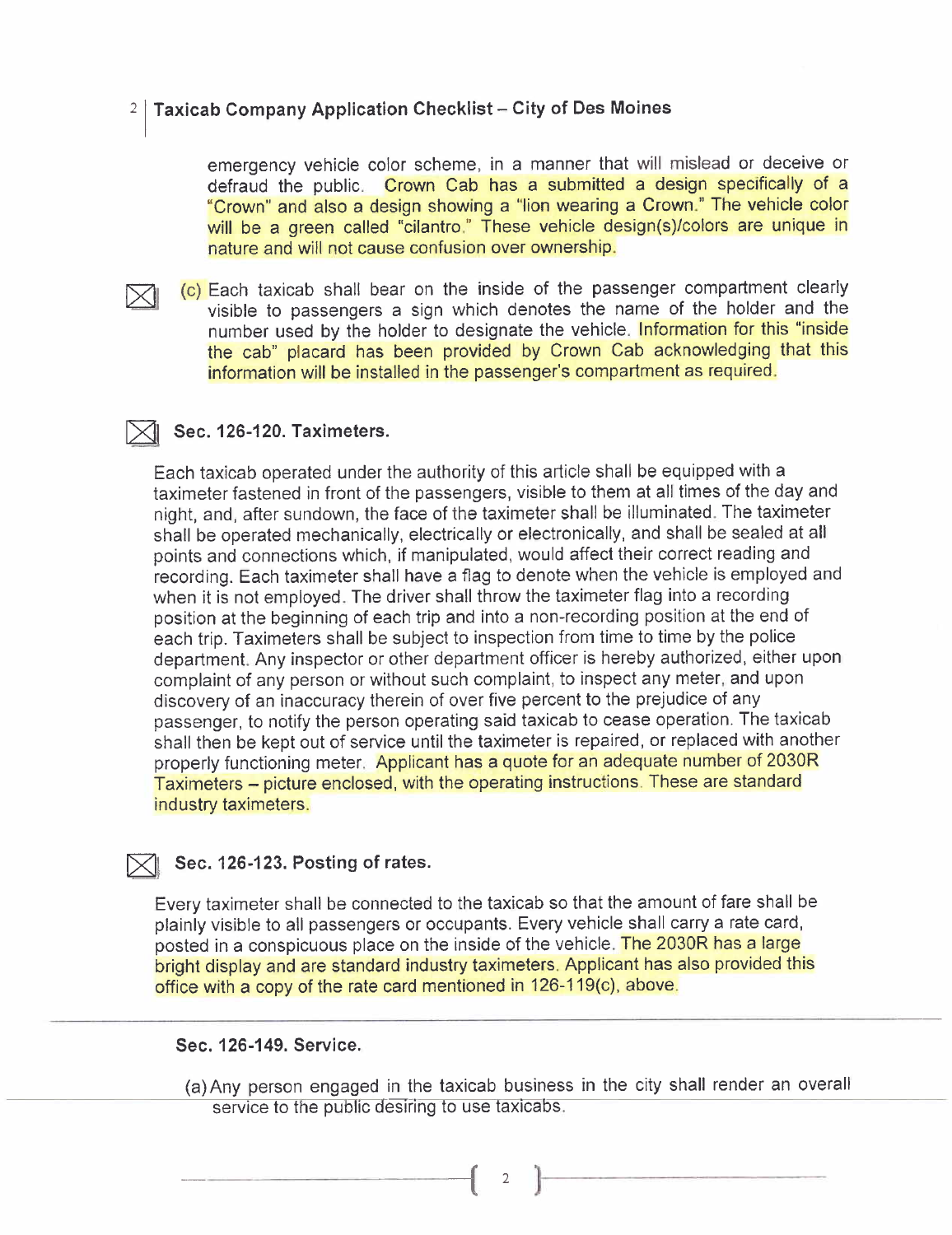emergency vehicle color scheme, in a manner that will mislead or deceive or defraud the public. Crown Cab has a submitted a design specifically of a "Crown" and also a design showing a "lion wearing a Crown." The vehicle color will be a green called "cilantro." These vehicle design(s)/colors are unique in nature and will not cause confusion over ownership.

☒ (c) Each taxicab shall bear on the inside of the passenger compartment clearly visible to passengers a sign which denotes the name of the holder and the number used by the holder to designate the vehicle. Information for this "inside the cab" placard has been provided by Crown Cab acknowledging that this information will be installed in the passenger's compartment as required.

### ☒ Sec. 126-120. Taximeters.

Each taxicab operated under the authority of this article shall be equipped with a taximeter fastened in front of the passengers, visible to them at all times of the day and night, and, after sundown, the face of the taximeter shall be illuminated. The taximeter shall be operated mechanically, electrically or electronically, and shall be sealed at all points and connections which, if manipulated, would affect their correct reading and recording. Each taximeter shall have a flag to denote when the vehicle is employed and when it is not employed. The driver shall throw the taximeter flag into a recording position at the beginning of each trip and into a non-recording position at the end of each trip. Taximeters shall be subject to inspection from time to time by the police department. Any inspector or other department officer is hereby authorized, either upon complaint of any person or without such complaint, to inspect any meter, and upon discovery of an inaccuracy therein of over five percent to the prejudice of any passenger, to notify the person operating said taxicab to cease operation. The taxicab shall then be kept out of service until the taximeter is repaired, or replaced with another properly functioning meter. Applicant has a quote for an adequate number of 2030R Taximeters – picture enclosed, with the operating instructions. These are standard industry taximeters.

### ☒ Sec. 126-123. Posting of rates.

Every taximeter shall be connected to the taxicab so that the amount of fare shall be plainly visible to all passengers or occupants. Every vehicle shall carry a rate card, posted in a conspicuous place on the inside of the vehicle. The 2030R has a large bright display and are standard industry taximeters. Applicant has also provided this office with a copy of the rate card mentioned in 126-119(c), above.

---

### Sec. 126-149. Service.

(a) Any person engaged in the taxicab business in the city shall render an overall service to the public desiring to use taxicabs.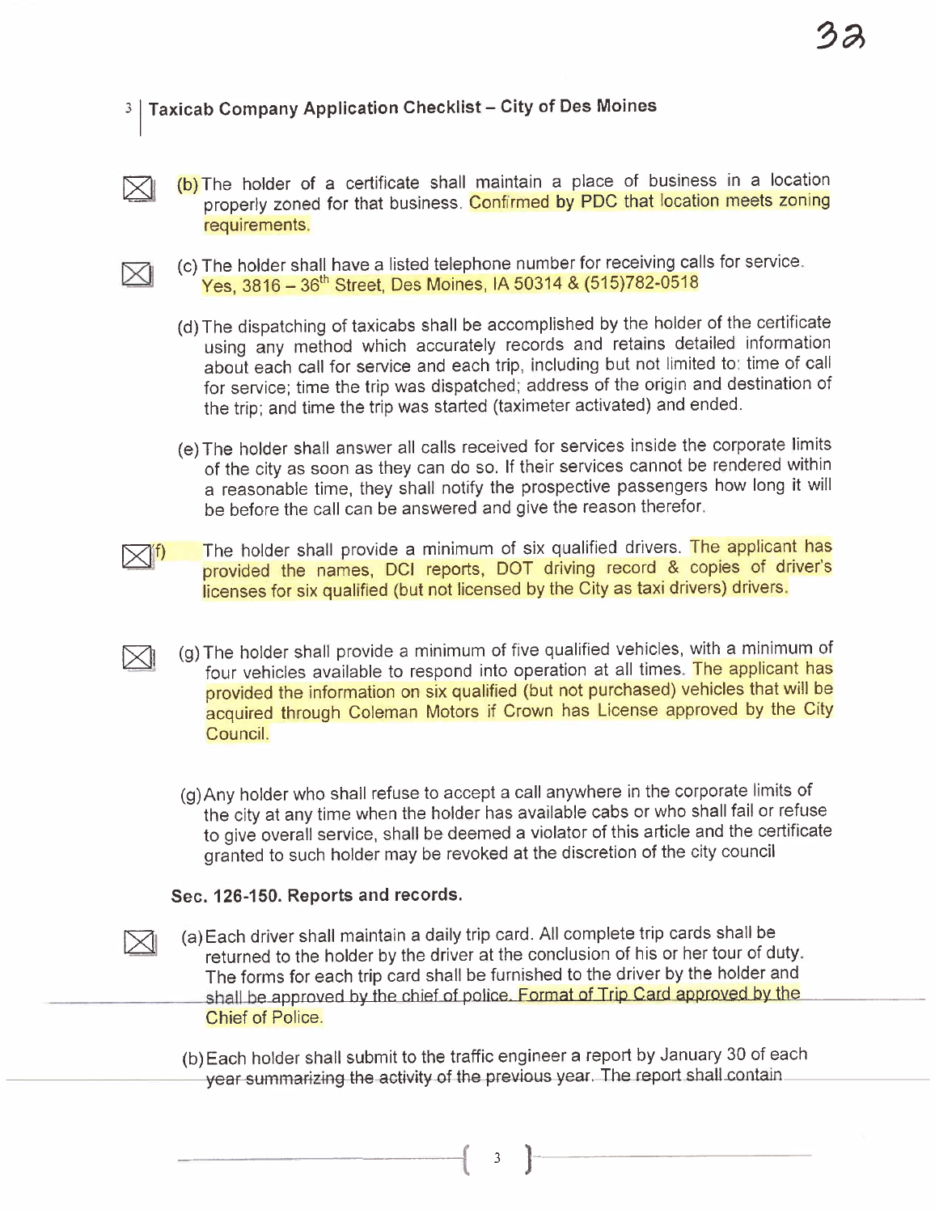## Taxicab Company Application Checklist – City of Des Moines

☒ (b) The holder of a certificate shall maintain a place of business in a location properly zoned for that business. Confirmed by PDC that location meets zoning requirements.

☒ (c) The holder shall have a listed telephone number for receiving calls for service. Yes, 3816 – 36th Street, Des Moines, IA 50314 & (515)782-0518

(d) The dispatching of taxicabs shall be accomplished by the holder of the certificate using any method which accurately records and retains detailed information about each call for service and each trip, including but not limited to: time of call for service; time the trip was dispatched; address of the origin and destination of the trip; and time the trip was started (taximeter activated) and ended.

(e) The holder shall answer all calls received for services inside the corporate limits of the city as soon as they can do so. If their services cannot be rendered within a reasonable time, they shall notify the prospective passengers how long it will be before the call can be answered and give the reason therefor.

☒ (f) The holder shall provide a minimum of six qualified drivers. The applicant has provided the names, DCI reports, DOT driving record & copies of driver's licenses for six qualified (but not licensed by the City as taxi drivers) drivers.

☒ (g) The holder shall provide a minimum of five qualified vehicles, with a minimum of four vehicles available to respond into operation at all times. The applicant has provided the information on six qualified (but not purchased) vehicles that will be acquired through Coleman Motors if Crown has License approved by the City Council.

(g) Any holder who shall refuse to accept a call anywhere in the corporate limits of the city at any time when the holder has available cabs or who shall fail or refuse to give overall service, shall be deemed a violator of this article and the certificate granted to such holder may be revoked at the discretion of the city council

### Sec. 126-150. Reports and records.

☒ (a) Each driver shall maintain a daily trip card. All complete trip cards shall be returned to the holder by the driver at the conclusion of his or her tour of duty. The forms for each trip card shall be furnished to the driver by the holder and shall be approved by the chief of police. Format of Trip Card approved by the Chief of Police.

(b) Each holder shall submit to the traffic engineer a report by January 30 of each year summarizing the activity of the previous year. The report shall contain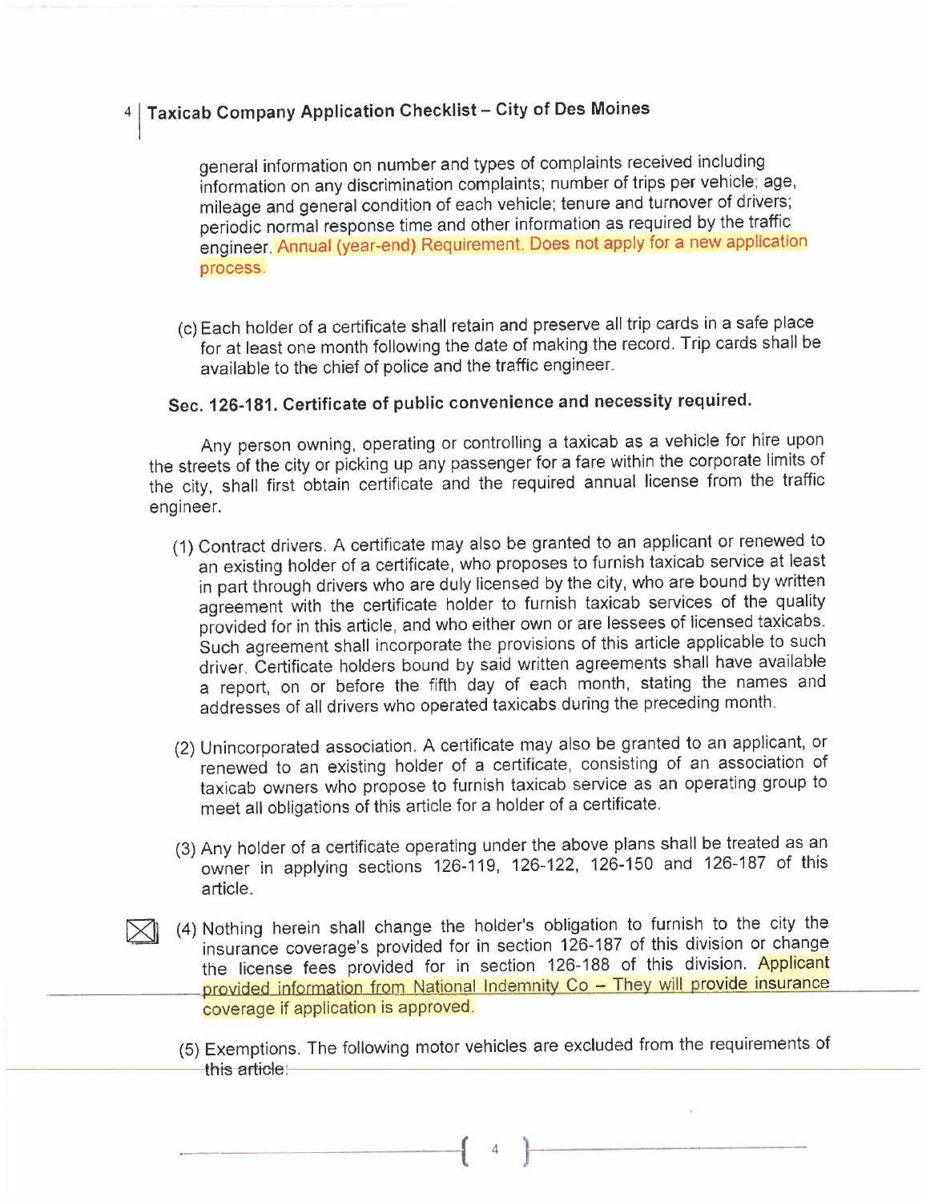general information on number and types of complaints received including information on any discrimination complaints; number of trips per vehicle; age, mileage and general condition of each vehicle; tenure and turnover of drivers; periodic normal response time and other information as required by the traffic engineer. Annual (year-end) Requirement. Does not apply for a new application process.

(c) Each holder of a certificate shall retain and preserve all trip cards in a safe place for at least one month following the date of making the record. Trip cards shall be available to the chief of police and the traffic engineer.

### Sec. 126-181. Certificate of public convenience and necessity required.

Any person owning, operating or controlling a taxicab as a vehicle for hire upon the streets of the city or picking up any passenger for a fare within the corporate limits of the city, shall first obtain certificate and the required annual license from the traffic engineer.

(1) Contract drivers. A certificate may also be granted to an applicant or renewed to an existing holder of a certificate, who proposes to furnish taxicab service at least in part through drivers who are duly licensed by the city, who are bound by written agreement with the certificate holder to furnish taxicab services of the quality provided for in this article, and who either own or are lessees of licensed taxicabs. Such agreement shall incorporate the provisions of this article applicable to such driver. Certificate holders bound by said written agreements shall have available a report, on or before the fifth day of each month, stating the names and addresses of all drivers who operated taxicabs during the preceding month.

(2) Unincorporated association. A certificate may also be granted to an applicant, or renewed to an existing holder of a certificate, consisting of an association of taxicab owners who propose to furnish taxicab service as an operating group to meet all obligations of this article for a holder of a certificate.

(3) Any holder of a certificate operating under the above plans shall be treated as an owner in applying sections 126-119, 126-122, 126-150 and 126-187 of this article.

☒ (4) Nothing herein shall change the holder's obligation to furnish to the city the insurance coverage's provided for in section 126-187 of this division or change the license fees provided for in section 126-188 of this division. Applicant provided information from National Indemnity Co – They will provide insurance coverage if application is approved.

(5) Exemptions. The following motor vehicles are excluded from the requirements of this article: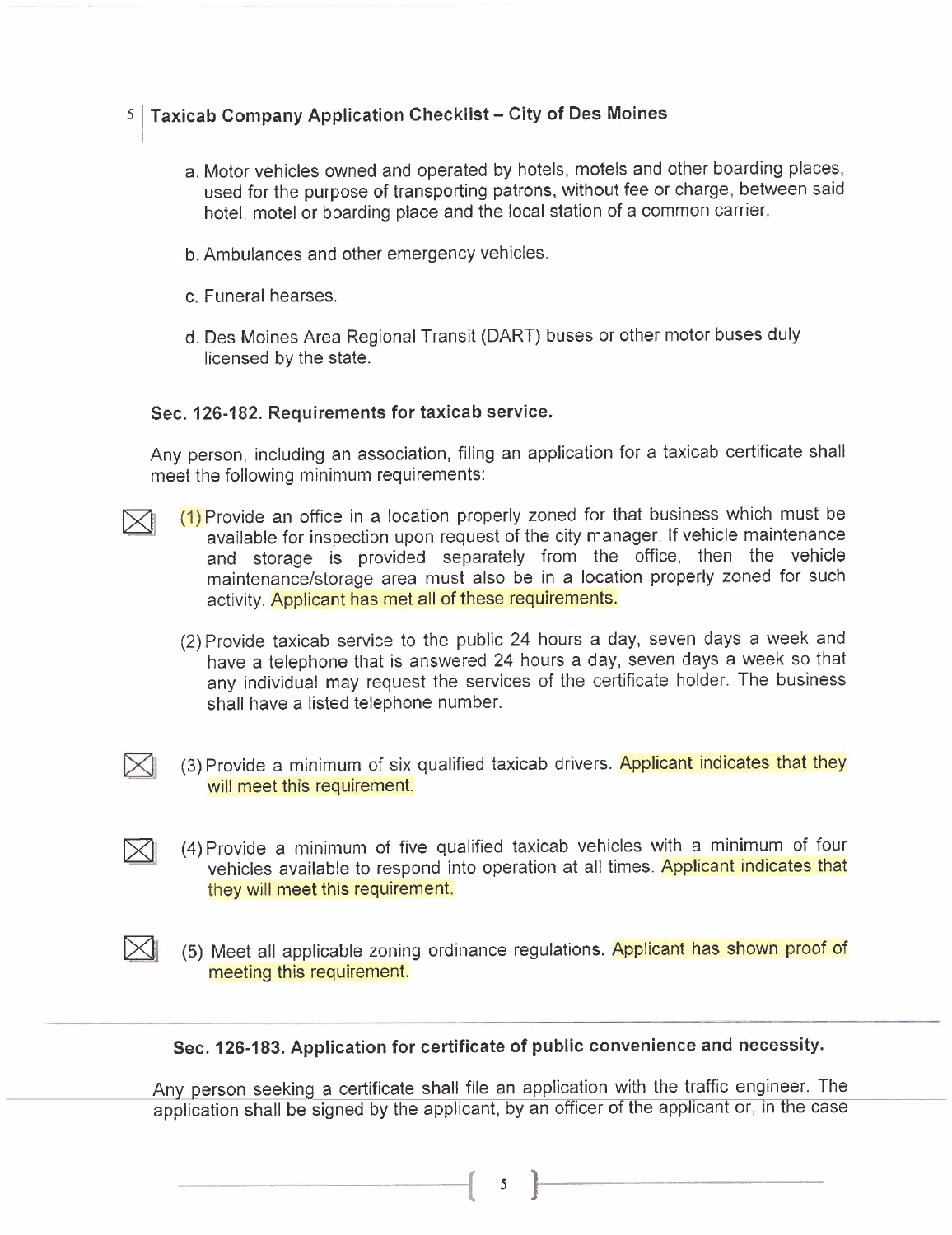## Taxicab Company Application Checklist – City of Des Moines

a. Motor vehicles owned and operated by hotels, motels and other boarding places, used for the purpose of transporting patrons, without fee or charge, between said hotel, motel or boarding place and the local station of a common carrier.

b. Ambulances and other emergency vehicles.

c. Funeral hearses.

d. Des Moines Area Regional Transit (DART) buses or other motor buses duly licensed by the state.

### Sec. 126-182. Requirements for taxicab service.

Any person, including an association, filing an application for a taxicab certificate shall meet the following minimum requirements:

☒ (1) Provide an office in a location properly zoned for that business which must be available for inspection upon request of the city manager. If vehicle maintenance and storage is provided separately from the office, then the vehicle maintenance/storage area must also be in a location properly zoned for such activity. Applicant has met all of these requirements.

(2) Provide taxicab service to the public 24 hours a day, seven days a week and have a telephone that is answered 24 hours a day, seven days a week so that any individual may request the services of the certificate holder. The business shall have a listed telephone number.

☒ (3) Provide a minimum of six qualified taxicab drivers. Applicant indicates that they will meet this requirement.

☒ (4) Provide a minimum of five qualified taxicab vehicles with a minimum of four vehicles available to respond into operation at all times. Applicant indicates that they will meet this requirement.

☒ (5) Meet all applicable zoning ordinance regulations. Applicant has shown proof of meeting this requirement.

### Sec. 126-183. Application for certificate of public convenience and necessity.

Any person seeking a certificate shall file an application with the traffic engineer. The application shall be signed by the applicant, by an officer of the applicant or, in the case